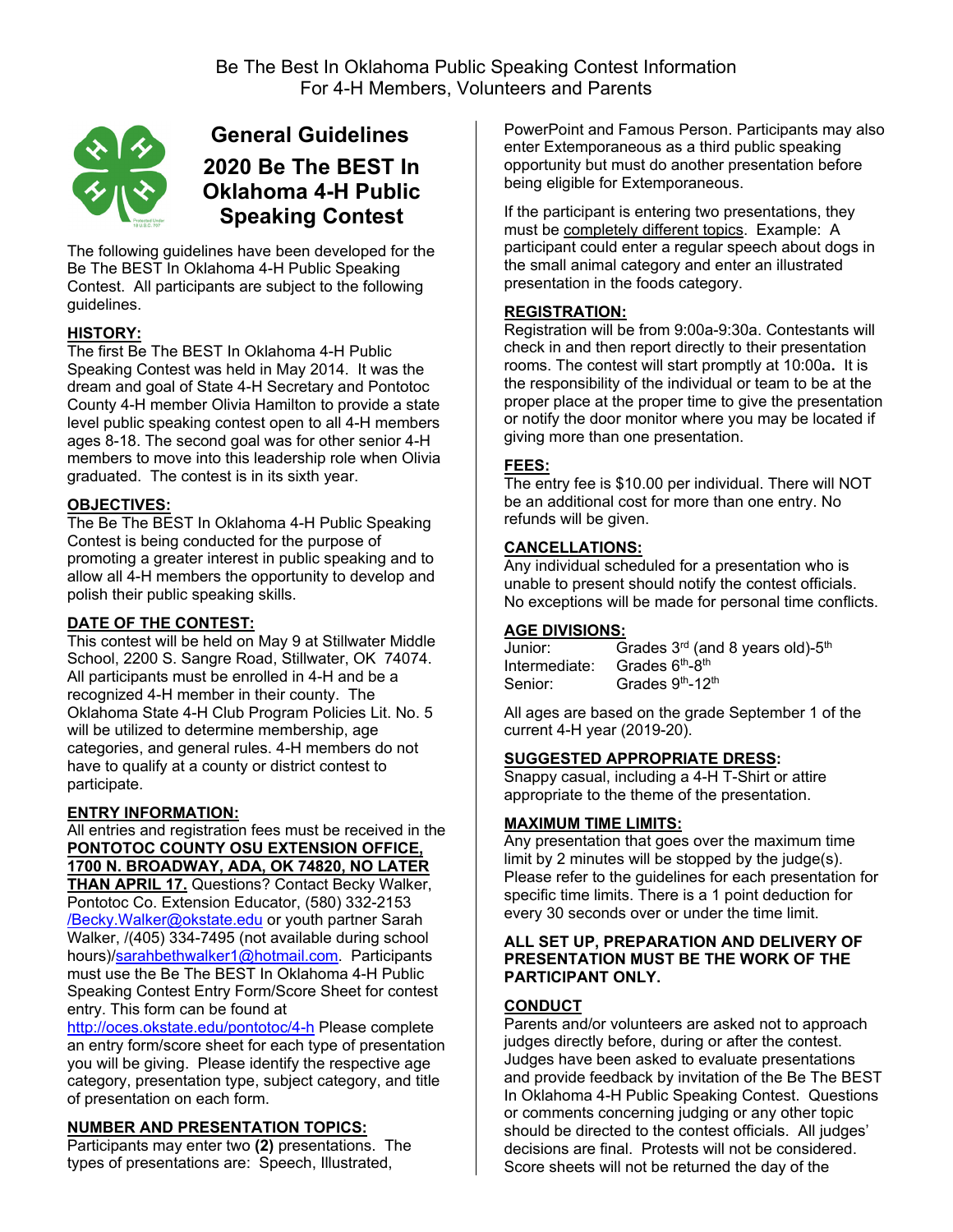Be The Best In Oklahoma Public Speaking Contest Information
For 4-H Members, Volunteers and Parents

# General Guidelines
# 2020 Be The BEST In Oklahoma 4-H Public Speaking Contest

The following guidelines have been developed for the Be The BEST In Oklahoma 4-H Public Speaking Contest. All participants are subject to the following guidelines.

**HISTORY:**
The first Be The BEST In Oklahoma 4-H Public Speaking Contest was held in May 2014. It was the dream and goal of State 4-H Secretary and Pontotoc County 4-H member Olivia Hamilton to provide a state level public speaking contest open to all 4-H members ages 8-18. The second goal was for other senior 4-H members to move into this leadership role when Olivia graduated. The contest is in its sixth year.

**OBJECTIVES:**
The Be The BEST In Oklahoma 4-H Public Speaking Contest is being conducted for the purpose of promoting a greater interest in public speaking and to allow all 4-H members the opportunity to develop and polish their public speaking skills.

**DATE OF THE CONTEST:**
This contest will be held on May 9 at Stillwater Middle School, 2200 S. Sangre Road, Stillwater, OK 74074. All participants must be enrolled in 4-H and be a recognized 4-H member in their county. The Oklahoma State 4-H Club Program Policies Lit. No. 5 will be utilized to determine membership, age categories, and general rules. 4-H members do not have to qualify at a county or district contest to participate.

**ENTRY INFORMATION:**
All entries and registration fees must be received in the **PONTOTOC COUNTY OSU EXTENSION OFFICE, 1700 N. BROADWAY, ADA, OK 74820, NO LATER THAN APRIL 17.** Questions? Contact Becky Walker, Pontotoc Co. Extension Educator, (580) 332-2153 /Becky.Walker@okstate.edu or youth partner Sarah Walker, /(405) 334-7495 (not available during school hours)/sarahbethwalker1@hotmail.com. Participants must use the Be The BEST In Oklahoma 4-H Public Speaking Contest Entry Form/Score Sheet for contest entry. This form can be found at http://oces.okstate.edu/pontotoc/4-h Please complete an entry form/score sheet for each type of presentation you will be giving. Please identify the respective age category, presentation type, subject category, and title of presentation on each form.

**NUMBER AND PRESENTATION TOPICS:**
Participants may enter two **(2)** presentations. The types of presentations are: Speech, Illustrated, PowerPoint and Famous Person. Participants may also enter Extemporaneous as a third public speaking opportunity but must do another presentation before being eligible for Extemporaneous.

If the participant is entering two presentations, they must be completely different topics. Example: A participant could enter a regular speech about dogs in the small animal category and enter an illustrated presentation in the foods category.

**REGISTRATION:**
Registration will be from 9:00a-9:30a. Contestants will check in and then report directly to their presentation rooms. The contest will start promptly at 10:00a**.** It is the responsibility of the individual or team to be at the proper place at the proper time to give the presentation or notify the door monitor where you may be located if giving more than one presentation.

**FEES:**
The entry fee is $10.00 per individual. There will NOT be an additional cost for more than one entry. No refunds will be given.

**CANCELLATIONS:**
Any individual scheduled for a presentation who is unable to present should notify the contest officials. No exceptions will be made for personal time conflicts.

**AGE DIVISIONS:**

| | |
|---|---|
| Junior: | Grades 3rd (and 8 years old)-5th |
| Intermediate: | Grades 6th-8th |
| Senior: | Grades 9th-12th |

All ages are based on the grade September 1 of the current 4-H year (2019-20).

**SUGGESTED APPROPRIATE DRESS:**
Snappy casual, including a 4-H T-Shirt or attire appropriate to the theme of the presentation.

**MAXIMUM TIME LIMITS:**
Any presentation that goes over the maximum time limit by 2 minutes will be stopped by the judge(s). Please refer to the guidelines for each presentation for specific time limits. There is a 1 point deduction for every 30 seconds over or under the time limit.

**ALL SET UP, PREPARATION AND DELIVERY OF PRESENTATION MUST BE THE WORK OF THE PARTICIPANT ONLY.**

**CONDUCT**
Parents and/or volunteers are asked not to approach judges directly before, during or after the contest. Judges have been asked to evaluate presentations and provide feedback by invitation of the Be The BEST In Oklahoma 4-H Public Speaking Contest. Questions or comments concerning judging or any other topic should be directed to the contest officials. All judges' decisions are final. Protests will not be considered. Score sheets will not be returned the day of the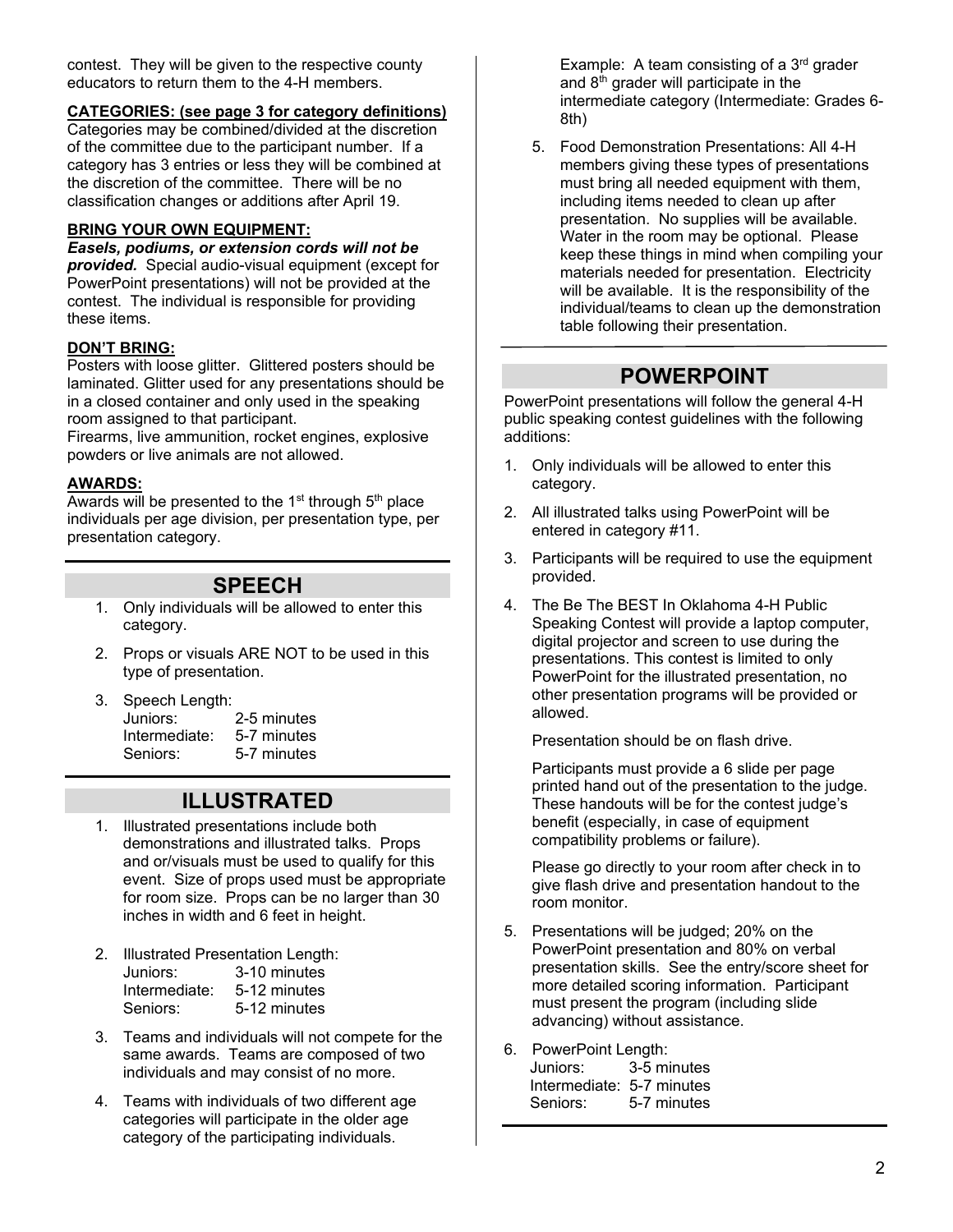contest. They will be given to the respective county educators to return them to the 4-H members.

**CATEGORIES: (see page 3 for category definitions)**

Categories may be combined/divided at the discretion of the committee due to the participant number. If a category has 3 entries or less they will be combined at the discretion of the committee. There will be no classification changes or additions after April 19.

**BRING YOUR OWN EQUIPMENT:**

***Easels, podiums, or extension cords will not be provided.*** Special audio-visual equipment (except for PowerPoint presentations) will not be provided at the contest. The individual is responsible for providing these items.

**DON'T BRING:**

Posters with loose glitter. Glittered posters should be laminated. Glitter used for any presentations should be in a closed container and only used in the speaking room assigned to that participant.

Firearms, live ammunition, rocket engines, explosive powders or live animals are not allowed.

**AWARDS:**

Awards will be presented to the 1st through 5th place individuals per age division, per presentation type, per presentation category.

## SPEECH

1. Only individuals will be allowed to enter this category.
2. Props or visuals ARE NOT to be used in this type of presentation.
3. Speech Length:
   - Juniors: 2-5 minutes
   - Intermediate: 5-7 minutes
   - Seniors: 5-7 minutes

## ILLUSTRATED

1. Illustrated presentations include both demonstrations and illustrated talks. Props and or/visuals must be used to qualify for this event. Size of props used must be appropriate for room size. Props can be no larger than 30 inches in width and 6 feet in height.
2. Illustrated Presentation Length:
   - Juniors: 3-10 minutes
   - Intermediate: 5-12 minutes
   - Seniors: 5-12 minutes
3. Teams and individuals will not compete for the same awards. Teams are composed of two individuals and may consist of no more.
4. Teams with individuals of two different age categories will participate in the older age category of the participating individuals.

   Example: A team consisting of a 3rd grader and 8th grader will participate in the intermediate category (Intermediate: Grades 6-8th)
5. Food Demonstration Presentations: All 4-H members giving these types of presentations must bring all needed equipment with them, including items needed to clean up after presentation. No supplies will be available. Water in the room may be optional. Please keep these things in mind when compiling your materials needed for presentation. Electricity will be available. It is the responsibility of the individual/teams to clean up the demonstration table following their presentation.

## POWERPOINT

PowerPoint presentations will follow the general 4-H public speaking contest guidelines with the following additions:

1. Only individuals will be allowed to enter this category.
2. All illustrated talks using PowerPoint will be entered in category #11.
3. Participants will be required to use the equipment provided.
4. The Be The BEST In Oklahoma 4-H Public Speaking Contest will provide a laptop computer, digital projector and screen to use during the presentations. This contest is limited to only PowerPoint for the illustrated presentation, no other presentation programs will be provided or allowed.

   Presentation should be on flash drive.

   Participants must provide a 6 slide per page printed hand out of the presentation to the judge. These handouts will be for the contest judge's benefit (especially, in case of equipment compatibility problems or failure).

   Please go directly to your room after check in to give flash drive and presentation handout to the room monitor.
5. Presentations will be judged; 20% on the PowerPoint presentation and 80% on verbal presentation skills. See the entry/score sheet for more detailed scoring information. Participant must present the program (including slide advancing) without assistance.
6. PowerPoint Length:
   - Juniors: 3-5 minutes
   - Intermediate: 5-7 minutes
   - Seniors: 5-7 minutes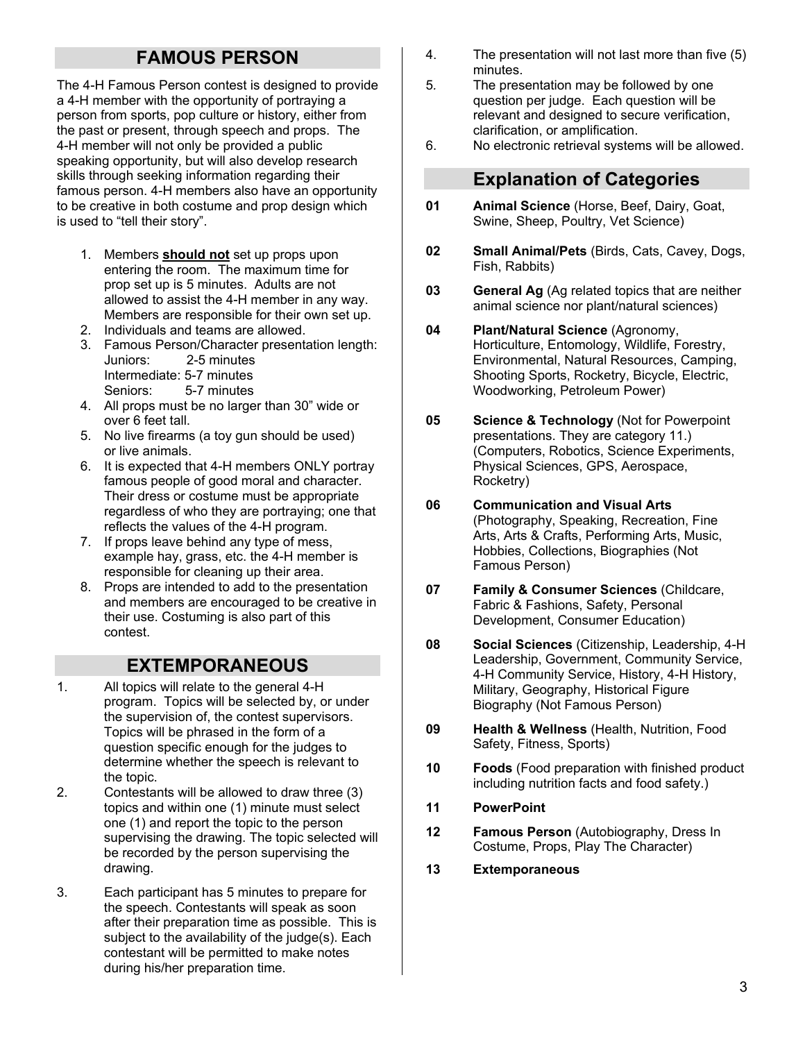## FAMOUS PERSON

The 4-H Famous Person contest is designed to provide a 4-H member with the opportunity of portraying a person from sports, pop culture or history, either from the past or present, through speech and props. The 4-H member will not only be provided a public speaking opportunity, but will also develop research skills through seeking information regarding their famous person. 4-H members also have an opportunity to be creative in both costume and prop design which is used to "tell their story".

1. Members **should not** set up props upon entering the room. The maximum time for prop set up is 5 minutes. Adults are not allowed to assist the 4-H member in any way. Members are responsible for their own set up.
2. Individuals and teams are allowed.
3. Famous Person/Character presentation length:
   Juniors: 2-5 minutes
   Intermediate: 5-7 minutes
   Seniors: 5-7 minutes
4. All props must be no larger than 30" wide or over 6 feet tall.
5. No live firearms (a toy gun should be used) or live animals.
6. It is expected that 4-H members ONLY portray famous people of good moral and character. Their dress or costume must be appropriate regardless of who they are portraying; one that reflects the values of the 4-H program.
7. If props leave behind any type of mess, example hay, grass, etc. the 4-H member is responsible for cleaning up their area.
8. Props are intended to add to the presentation and members are encouraged to be creative in their use. Costuming is also part of this contest.

## EXTEMPORANEOUS

1. All topics will relate to the general 4-H program. Topics will be selected by, or under the supervision of, the contest supervisors. Topics will be phrased in the form of a question specific enough for the judges to determine whether the speech is relevant to the topic.
2. Contestants will be allowed to draw three (3) topics and within one (1) minute must select one (1) and report the topic to the person supervising the drawing. The topic selected will be recorded by the person supervising the drawing.
3. Each participant has 5 minutes to prepare for the speech. Contestants will speak as soon after their preparation time as possible. This is subject to the availability of the judge(s). Each contestant will be permitted to make notes during his/her preparation time.
4. The presentation will not last more than five (5) minutes.
5. The presentation may be followed by one question per judge. Each question will be relevant and designed to secure verification, clarification, or amplification.
6. No electronic retrieval systems will be allowed.

## Explanation of Categories

**01** **Animal Science** (Horse, Beef, Dairy, Goat, Swine, Sheep, Poultry, Vet Science)

**02** **Small Animal/Pets** (Birds, Cats, Cavey, Dogs, Fish, Rabbits)

**03** **General Ag** (Ag related topics that are neither animal science nor plant/natural sciences)

**04** **Plant/Natural Science** (Agronomy, Horticulture, Entomology, Wildlife, Forestry, Environmental, Natural Resources, Camping, Shooting Sports, Rocketry, Bicycle, Electric, Woodworking, Petroleum Power)

**05** **Science & Technology** (Not for Powerpoint presentations. They are category 11.) (Computers, Robotics, Science Experiments, Physical Sciences, GPS, Aerospace, Rocketry)

**06** **Communication and Visual Arts** (Photography, Speaking, Recreation, Fine Arts, Arts & Crafts, Performing Arts, Music, Hobbies, Collections, Biographies (Not Famous Person)

**07** **Family & Consumer Sciences** (Childcare, Fabric & Fashions, Safety, Personal Development, Consumer Education)

**08** **Social Sciences** (Citizenship, Leadership, 4-H Leadership, Government, Community Service, 4-H Community Service, History, 4-H History, Military, Geography, Historical Figure Biography (Not Famous Person)

**09** **Health & Wellness** (Health, Nutrition, Food Safety, Fitness, Sports)

**10** **Foods** (Food preparation with finished product including nutrition facts and food safety.)

**11** **PowerPoint**

**12** **Famous Person** (Autobiography, Dress In Costume, Props, Play The Character)

**13** **Extemporaneous**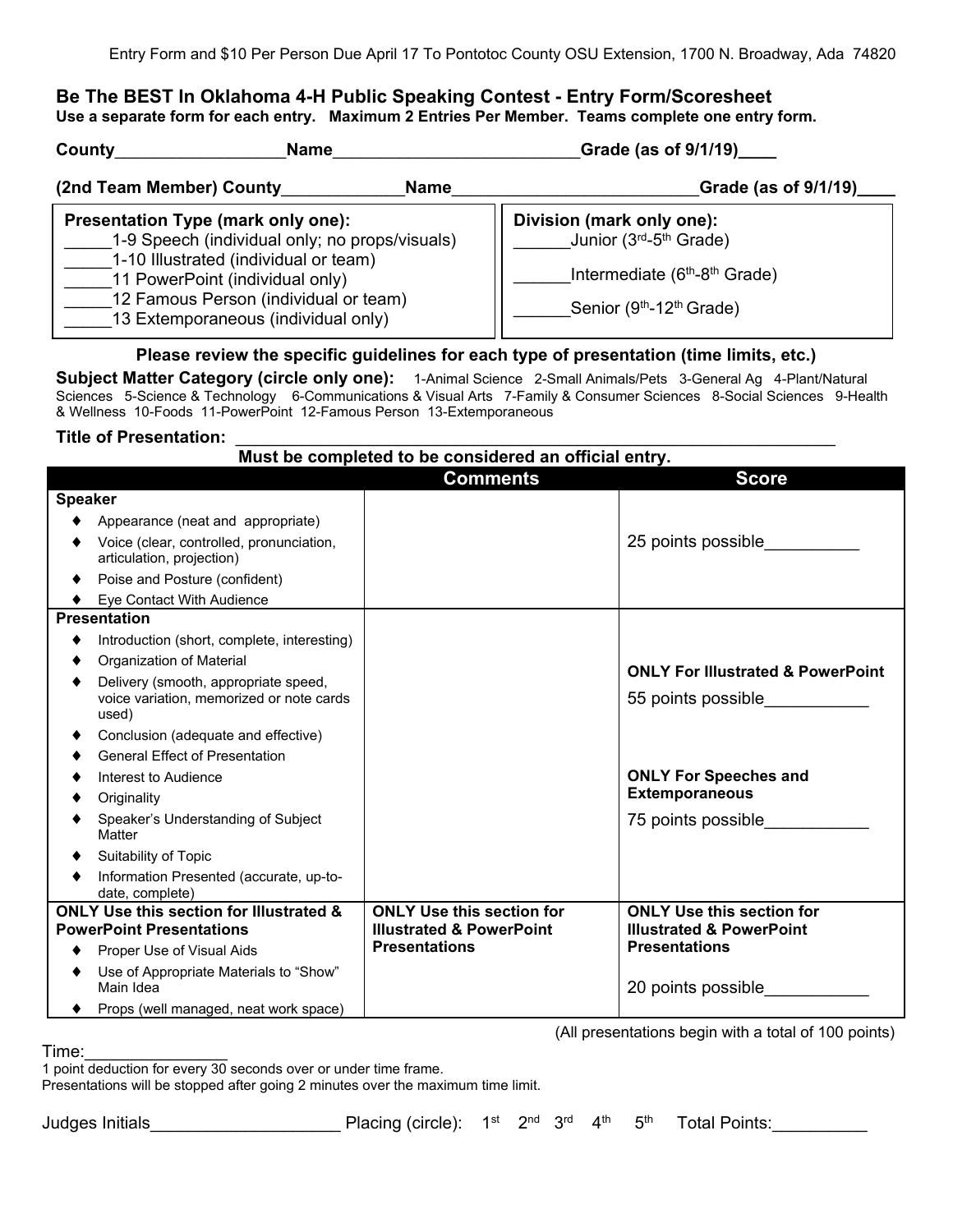Entry Form and $10 Per Person Due April 17 To Pontotoc County OSU Extension, 1700 N. Broadway, Ada 74820

## Be The BEST In Oklahoma 4-H Public Speaking Contest - Entry Form/Scoresheet

**Use a separate form for each entry. Maximum 2 Entries Per Member. Teams complete one entry form.**

**County__________________Name__________________________Grade (as of 9/1/19)____**

**(2nd Team Member) County_____________Name__________________________Grade (as of 9/1/19)____**

| Presentation Type (mark only one): | Division (mark only one): |
|---|---|
| _____1-9 Speech (individual only; no props/visuals) | ______Junior (3rd-5th Grade) |
| _____1-10 Illustrated (individual or team) | ______Intermediate (6th-8th Grade) |
| _____11 PowerPoint (individual only) | ______Senior (9th-12th Grade) |
| _____12 Famous Person (individual or team) | |
| _____13 Extemporaneous (individual only) | |

**Please review the specific guidelines for each type of presentation (time limits, etc.)**

**Subject Matter Category (circle only one):** 1-Animal Science 2-Small Animals/Pets 3-General Ag 4-Plant/Natural Sciences 5-Science & Technology 6-Communications & Visual Arts 7-Family & Consumer Sciences 8-Social Sciences 9-Health & Wellness 10-Foods 11-PowerPoint 12-Famous Person 13-Extemporaneous

**Title of Presentation:** ____________________________________________________________

**Must be completed to be considered an official entry.**

| | Comments | Score |
|---|---|---|
| **Speaker**<br>♦ Appearance (neat and appropriate)<br>♦ Voice (clear, controlled, pronunciation, articulation, projection)<br>♦ Poise and Posture (confident)<br>♦ Eye Contact With Audience | | 25 points possible__________ |
| **Presentation**<br>♦ Introduction (short, complete, interesting)<br>♦ Organization of Material<br>♦ Delivery (smooth, appropriate speed, voice variation, memorized or note cards used)<br>♦ Conclusion (adequate and effective)<br>♦ General Effect of Presentation<br>♦ Interest to Audience<br>♦ Originality<br>♦ Speaker's Understanding of Subject Matter<br>♦ Suitability of Topic<br>♦ Information Presented (accurate, up-to-date, complete) | | **ONLY For Illustrated & PowerPoint**<br>55 points possible___________<br><br>**ONLY For Speeches and Extemporaneous**<br>75 points possible___________ |
| **ONLY Use this section for Illustrated & PowerPoint Presentations**<br>♦ Proper Use of Visual Aids<br>♦ Use of Appropriate Materials to "Show" Main Idea<br>♦ Props (well managed, neat work space) | **ONLY Use this section for Illustrated & PowerPoint Presentations** | **ONLY Use this section for Illustrated & PowerPoint Presentations**<br>20 points possible___________ |

(All presentations begin with a total of 100 points)

Time:_______________

1 point deduction for every 30 seconds over or under time frame.

Presentations will be stopped after going 2 minutes over the maximum time limit.

Judges Initials___________________ Placing (circle): 1st 2nd 3rd 4th 5th Total Points:__________